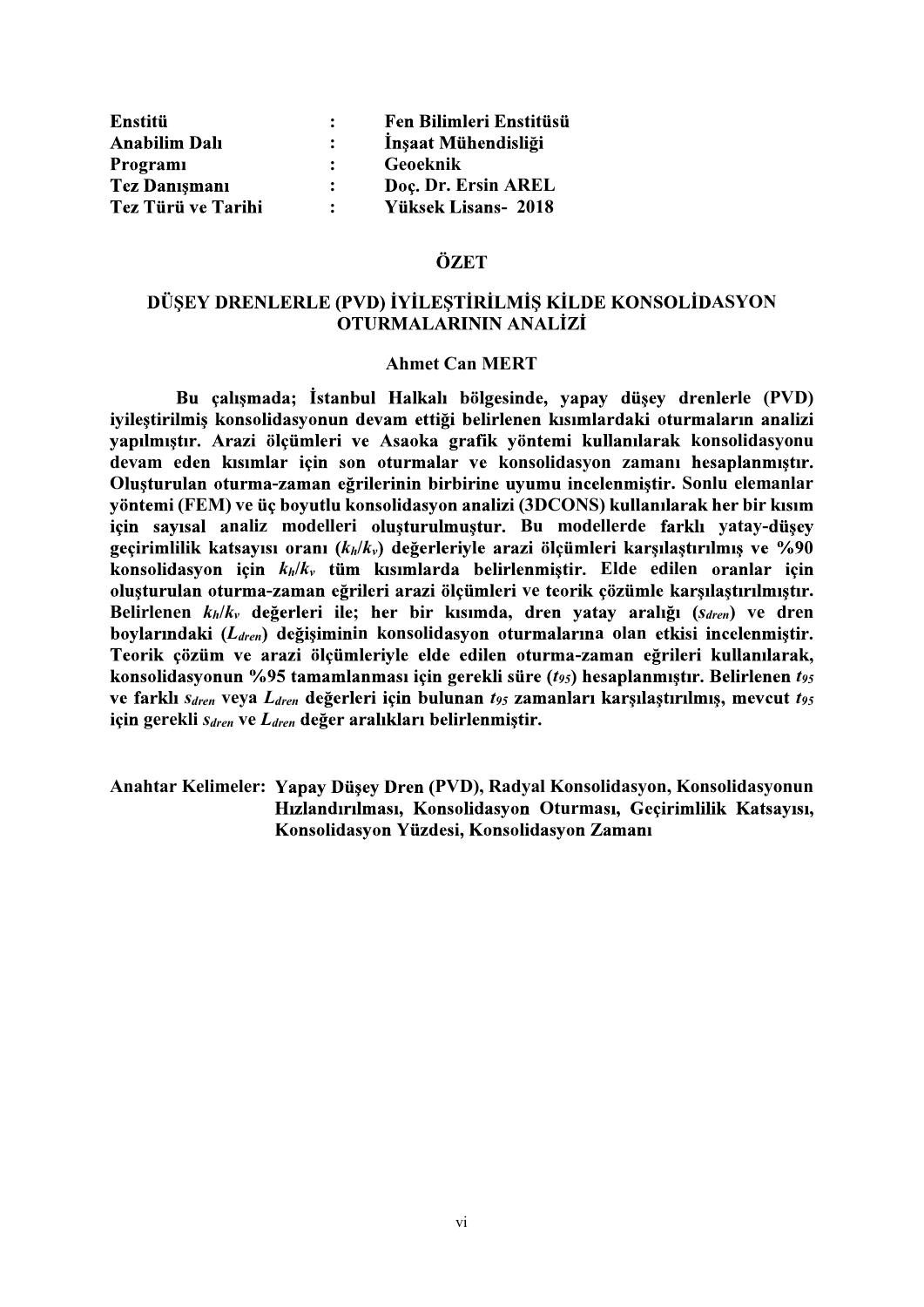**Enstitü** : **Fen Bilimleri Enstitüsü**
**Anabilim Dalı** : **İnşaat Mühendisliği**
**Programı** : **Geoeknik**
**Tez Danışmanı** : **Doç. Dr. Ersin AREL**
**Tez Türü ve Tarihi** : **Yüksek Lisans- 2018**

## ÖZET

### DÜŞEY DRENLERLE (PVD) İYİLEŞTİRİLMİŞ KİLDE KONSOLİDASYON OTURMALARININ ANALİZİ

**Ahmet Can MERT**

**Bu çalışmada; İstanbul Halkalı bölgesinde, yapay düşey drenlerle (PVD) iyileştirilmiş konsolidasyonun devam ettiği belirlenen kısımlardaki oturmaların analizi yapılmıştır. Arazi ölçümleri ve Asaoka grafik yöntemi kullanılarak konsolidasyonu devam eden kısımlar için son oturmalar ve konsolidasyon zamanı hesaplanmıştır. Oluşturulan oturma-zaman eğrilerinin birbirine uyumu incelenmiştir. Sonlu elemanlar yöntemi (FEM) ve üç boyutlu konsolidasyon analizi (3DCONS) kullanılarak her bir kısım için sayısal analiz modelleri oluşturulmuştur. Bu modellerde farklı yatay-düşey geçirimlilik katsayısı oranı ($k_h/k_v$) değerleriyle arazi ölçümleri karşılaştırılmış ve %90 konsolidasyon için $k_h/k_v$ tüm kısımlarda belirlenmiştir. Elde edilen oranlar için oluşturulan oturma-zaman eğrileri arazi ölçümleri ve teorik çözümle karşılaştırılmıştır. Belirlenen $k_h/k_v$ değerleri ile; her bir kısımda, dren yatay aralığı ($s_{dren}$) ve dren boylarındaki ($L_{dren}$) değişiminin konsolidasyon oturmalarına olan etkisi incelenmiştir. Teorik çözüm ve arazi ölçümleriyle elde edilen oturma-zaman eğrileri kullanılarak, konsolidasyonun %95 tamamlanması için gerekli süre ($t_{95}$) hesaplanmıştır. Belirlenen $t_{95}$ ve farklı $s_{dren}$ veya $L_{dren}$ değerleri için bulunan $t_{95}$ zamanları karşılaştırılmış, mevcut $t_{95}$ için gerekli $s_{dren}$ ve $L_{dren}$ değer aralıkları belirlenmiştir.**

**Anahtar Kelimeler:** **Yapay Düşey Dren (PVD), Radyal Konsolidasyon, Konsolidasyonun Hızlandırılması, Konsolidasyon Oturması, Geçirimlilik Katsayısı, Konsolidasyon Yüzdesi, Konsolidasyon Zamanı**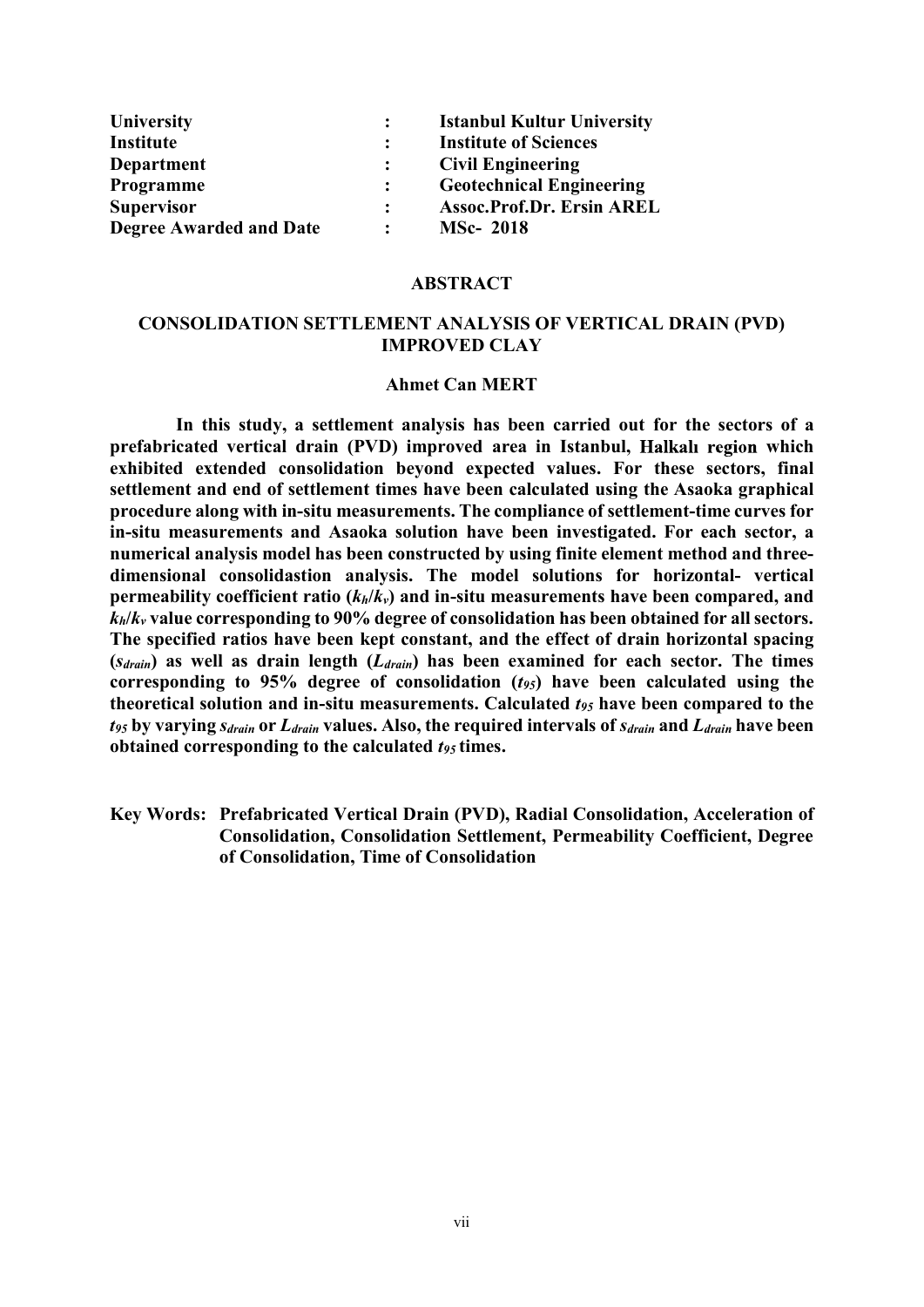| | | |
|---|---|---|
| **University** | **:** | **Istanbul Kultur University** |
| **Institute** | **:** | **Institute of Sciences** |
| **Department** | **:** | **Civil Engineering** |
| **Programme** | **:** | **Geotechnical Engineering** |
| **Supervisor** | **:** | **Assoc.Prof.Dr. Ersin AREL** |
| **Degree Awarded and Date** | **:** | **MSc- 2018** |

## ABSTRACT

### CONSOLIDATION SETTLEMENT ANALYSIS OF VERTICAL DRAIN (PVD) IMPROVED CLAY

**Ahmet Can MERT**

**In this study, a settlement analysis has been carried out for the sectors of a prefabricated vertical drain (PVD) improved area in Istanbul, Halkalı region which exhibited extended consolidation beyond expected values. For these sectors, final settlement and end of settlement times have been calculated using the Asaoka graphical procedure along with in-situ measurements. The compliance of settlement-time curves for in-situ measurements and Asaoka solution have been investigated. For each sector, a numerical analysis model has been constructed by using finite element method and three-dimensional consolidastion analysis. The model solutions for horizontal- vertical permeability coefficient ratio ($k_h/k_v$) and in-situ measurements have been compared, and $k_h/k_v$ value corresponding to 90% degree of consolidation has been obtained for all sectors. The specified ratios have been kept constant, and the effect of drain horizontal spacing ($s_{drain}$) as well as drain length ($L_{drain}$) has been examined for each sector. The times corresponding to 95% degree of consolidation ($t_{95}$) have been calculated using the theoretical solution and in-situ measurements. Calculated $t_{95}$ have been compared to the $t_{95}$ by varying $s_{drain}$ or $L_{drain}$ values. Also, the required intervals of $s_{drain}$ and $L_{drain}$ have been obtained corresponding to the calculated $t_{95}$ times.**

**Key Words: Prefabricated Vertical Drain (PVD), Radial Consolidation, Acceleration of Consolidation, Consolidation Settlement, Permeability Coefficient, Degree of Consolidation, Time of Consolidation**